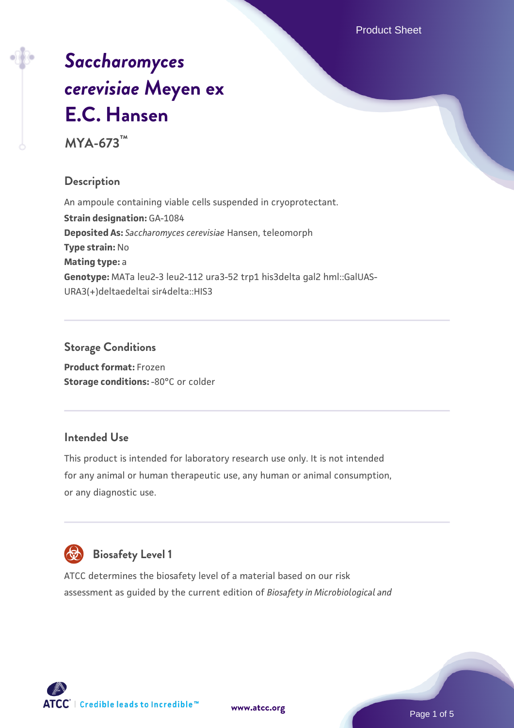# *Saccharomyces cerevisiae* Meyen ex E.C. Hansen

**MYA-673™**

## Description

An ampoule containing viable cells suspended in cryoprotectant.

**Strain designation:** GA-1084

**Deposited As:** *Saccharomyces cerevisiae* Hansen, teleomorph

**Type strain:** No

**Mating type:** a

**Genotype:** MATa leu2-3 leu2-112 ura3-52 trp1 his3delta gal2 hml::GalUAS-URA3(+)deltaedeltai sir4delta::HIS3

## Storage Conditions

**Product format:** Frozen

**Storage conditions:** -80°C or colder

## Intended Use

This product is intended for laboratory research use only. It is not intended for any animal or human therapeutic use, any human or animal consumption, or any diagnostic use.

## Biosafety Level 1

ATCC determines the biosafety level of a material based on our risk assessment as guided by the current edition of *Biosafety in Microbiological and*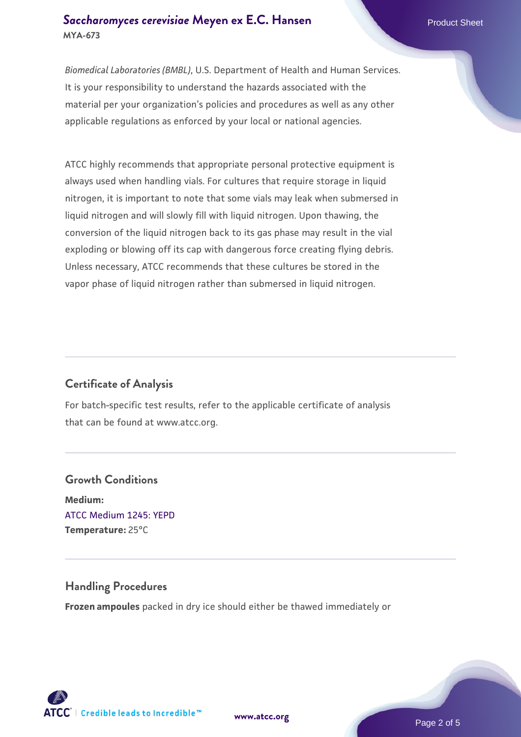*Biomedical Laboratories (BMBL)*, U.S. Department of Health and Human Services. It is your responsibility to understand the hazards associated with the material per your organization's policies and procedures as well as any other applicable regulations as enforced by your local or national agencies.

ATCC highly recommends that appropriate personal protective equipment is always used when handling vials. For cultures that require storage in liquid nitrogen, it is important to note that some vials may leak when submersed in liquid nitrogen and will slowly fill with liquid nitrogen. Upon thawing, the conversion of the liquid nitrogen back to its gas phase may result in the vial exploding or blowing off its cap with dangerous force creating flying debris. Unless necessary, ATCC recommends that these cultures be stored in the vapor phase of liquid nitrogen rather than submersed in liquid nitrogen.

## Certificate of Analysis

For batch-specific test results, refer to the applicable certificate of analysis that can be found at www.atcc.org.

## Growth Conditions

**Medium:**
ATCC Medium 1245: YEPD
**Temperature:** 25°C

## Handling Procedures

**Frozen ampoules** packed in dry ice should either be thawed immediately or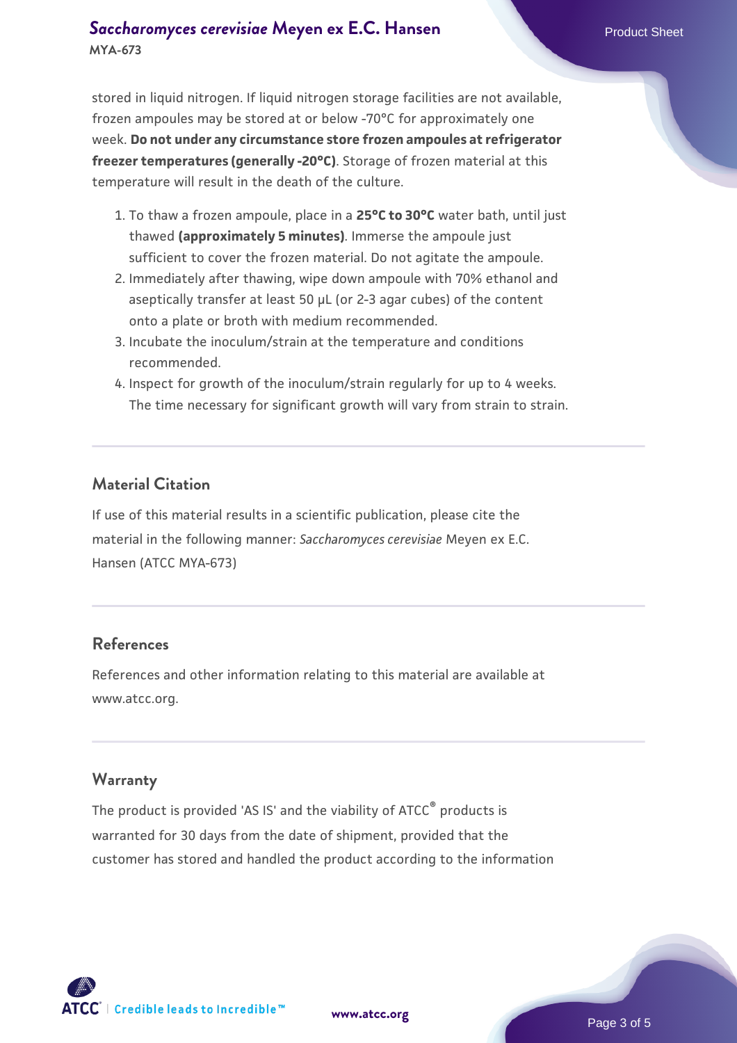stored in liquid nitrogen. If liquid nitrogen storage facilities are not available, frozen ampoules may be stored at or below -70°C for approximately one week. **Do not under any circumstance store frozen ampoules at refrigerator freezer temperatures (generally -20°C)**. Storage of frozen material at this temperature will result in the death of the culture.

1. To thaw a frozen ampoule, place in a **25°C to 30°C** water bath, until just thawed **(approximately 5 minutes)**. Immerse the ampoule just sufficient to cover the frozen material. Do not agitate the ampoule.
2. Immediately after thawing, wipe down ampoule with 70% ethanol and aseptically transfer at least 50 µL (or 2-3 agar cubes) of the content onto a plate or broth with medium recommended.
3. Incubate the inoculum/strain at the temperature and conditions recommended.
4. Inspect for growth of the inoculum/strain regularly for up to 4 weeks. The time necessary for significant growth will vary from strain to strain.

## Material Citation

If use of this material results in a scientific publication, please cite the material in the following manner: *Saccharomyces cerevisiae* Meyen ex E.C. Hansen (ATCC MYA-673)

## References

References and other information relating to this material are available at www.atcc.org.

## Warranty

The product is provided 'AS IS' and the viability of ATCC® products is warranted for 30 days from the date of shipment, provided that the customer has stored and handled the product according to the information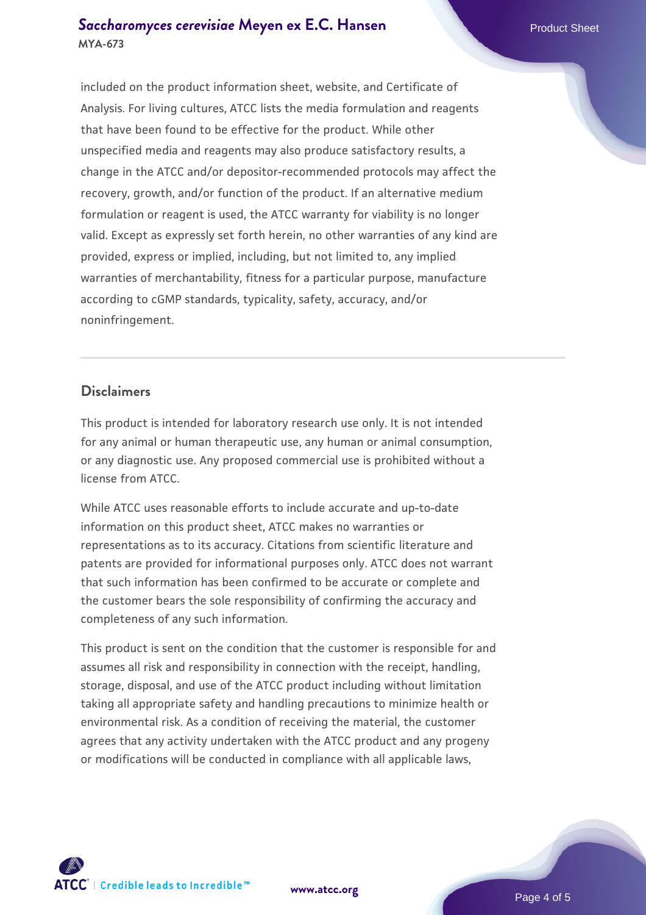included on the product information sheet, website, and Certificate of Analysis. For living cultures, ATCC lists the media formulation and reagents that have been found to be effective for the product. While other unspecified media and reagents may also produce satisfactory results, a change in the ATCC and/or depositor-recommended protocols may affect the recovery, growth, and/or function of the product. If an alternative medium formulation or reagent is used, the ATCC warranty for viability is no longer valid. Except as expressly set forth herein, no other warranties of any kind are provided, express or implied, including, but not limited to, any implied warranties of merchantability, fitness for a particular purpose, manufacture according to cGMP standards, typicality, safety, accuracy, and/or noninfringement.

## Disclaimers

This product is intended for laboratory research use only. It is not intended for any animal or human therapeutic use, any human or animal consumption, or any diagnostic use. Any proposed commercial use is prohibited without a license from ATCC.

While ATCC uses reasonable efforts to include accurate and up-to-date information on this product sheet, ATCC makes no warranties or representations as to its accuracy. Citations from scientific literature and patents are provided for informational purposes only. ATCC does not warrant that such information has been confirmed to be accurate or complete and the customer bears the sole responsibility of confirming the accuracy and completeness of any such information.

This product is sent on the condition that the customer is responsible for and assumes all risk and responsibility in connection with the receipt, handling, storage, disposal, and use of the ATCC product including without limitation taking all appropriate safety and handling precautions to minimize health or environmental risk. As a condition of receiving the material, the customer agrees that any activity undertaken with the ATCC product and any progeny or modifications will be conducted in compliance with all applicable laws,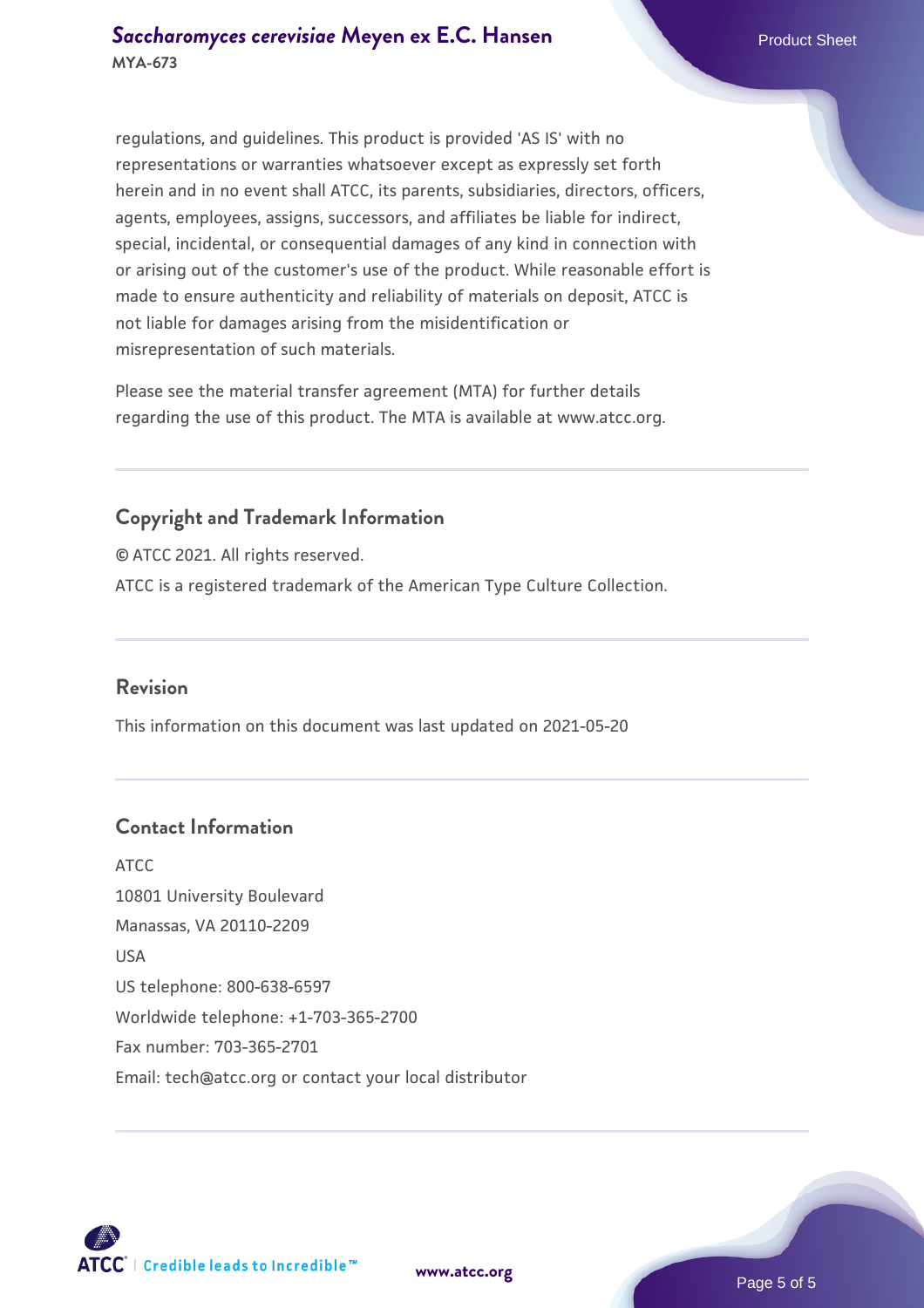regulations, and guidelines. This product is provided 'AS IS' with no representations or warranties whatsoever except as expressly set forth herein and in no event shall ATCC, its parents, subsidiaries, directors, officers, agents, employees, assigns, successors, and affiliates be liable for indirect, special, incidental, or consequential damages of any kind in connection with or arising out of the customer's use of the product. While reasonable effort is made to ensure authenticity and reliability of materials on deposit, ATCC is not liable for damages arising from the misidentification or misrepresentation of such materials.

Please see the material transfer agreement (MTA) for further details regarding the use of this product. The MTA is available at www.atcc.org.

## Copyright and Trademark Information

© ATCC 2021. All rights reserved.

ATCC is a registered trademark of the American Type Culture Collection.

## Revision

This information on this document was last updated on 2021-05-20

## Contact Information

ATCC
10801 University Boulevard
Manassas, VA 20110-2209
USA
US telephone: 800-638-6597
Worldwide telephone: +1-703-365-2700
Fax number: 703-365-2701
Email: tech@atcc.org or contact your local distributor